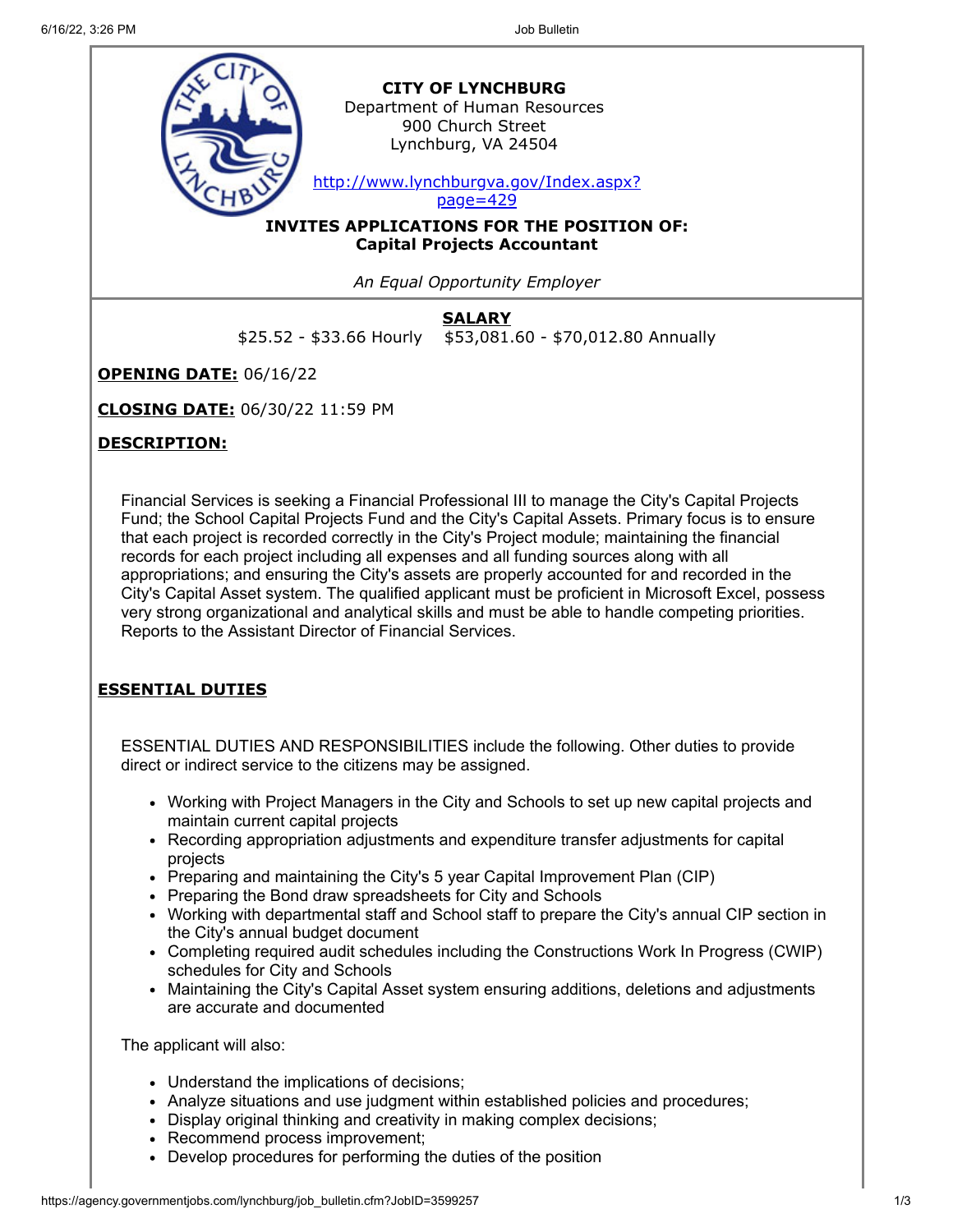**CITY OF LYNCHBURG**
Department of Human Resources
900 Church Street
Lynchburg, VA 24504

http://www.lynchburgva.gov/Index.aspx?page=429

**INVITES APPLICATIONS FOR THE POSITION OF:**
**Capital Projects Accountant**

*An Equal Opportunity Employer*

**SALARY**
$25.52 - $33.66 Hourly $53,081.60 - $70,012.80 Annually

**OPENING DATE:** 06/16/22

**CLOSING DATE:** 06/30/22 11:59 PM

## DESCRIPTION:

Financial Services is seeking a Financial Professional III to manage the City's Capital Projects Fund; the School Capital Projects Fund and the City's Capital Assets. Primary focus is to ensure that each project is recorded correctly in the City's Project module; maintaining the financial records for each project including all expenses and all funding sources along with all appropriations; and ensuring the City's assets are properly accounted for and recorded in the City's Capital Asset system. The qualified applicant must be proficient in Microsoft Excel, possess very strong organizational and analytical skills and must be able to handle competing priorities. Reports to the Assistant Director of Financial Services.

## ESSENTIAL DUTIES

ESSENTIAL DUTIES AND RESPONSIBILITIES include the following. Other duties to provide direct or indirect service to the citizens may be assigned.

- Working with Project Managers in the City and Schools to set up new capital projects and maintain current capital projects
- Recording appropriation adjustments and expenditure transfer adjustments for capital projects
- Preparing and maintaining the City's 5 year Capital Improvement Plan (CIP)
- Preparing the Bond draw spreadsheets for City and Schools
- Working with departmental staff and School staff to prepare the City's annual CIP section in the City's annual budget document
- Completing required audit schedules including the Constructions Work In Progress (CWIP) schedules for City and Schools
- Maintaining the City's Capital Asset system ensuring additions, deletions and adjustments are accurate and documented

The applicant will also:

- Understand the implications of decisions;
- Analyze situations and use judgment within established policies and procedures;
- Display original thinking and creativity in making complex decisions;
- Recommend process improvement;
- Develop procedures for performing the duties of the position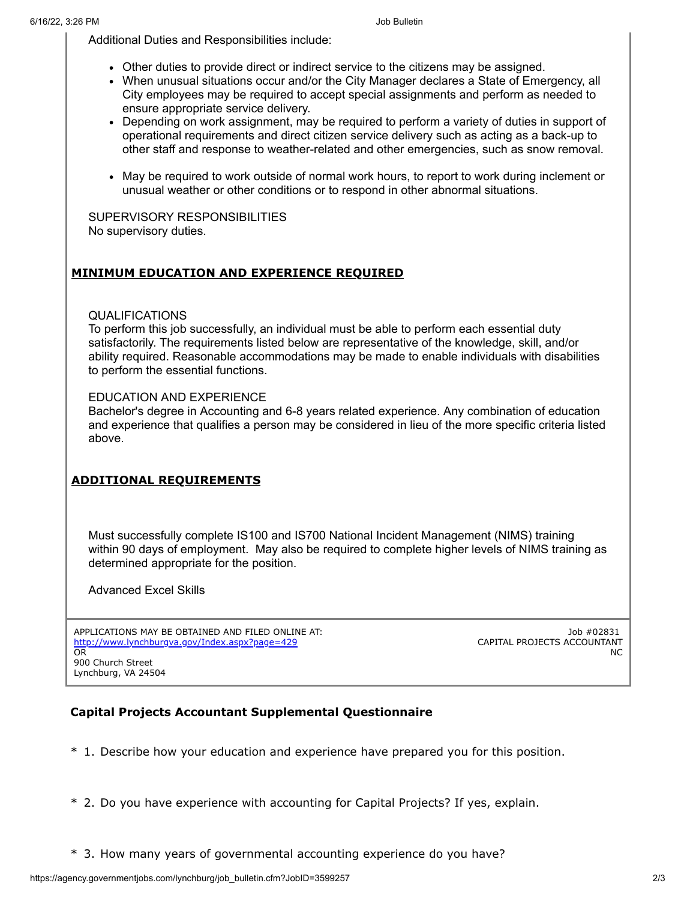Additional Duties and Responsibilities include:

- Other duties to provide direct or indirect service to the citizens may be assigned.
- When unusual situations occur and/or the City Manager declares a State of Emergency, all City employees may be required to accept special assignments and perform as needed to ensure appropriate service delivery.
- Depending on work assignment, may be required to perform a variety of duties in support of operational requirements and direct citizen service delivery such as acting as a back-up to other staff and response to weather-related and other emergencies, such as snow removal.
- May be required to work outside of normal work hours, to report to work during inclement or unusual weather or other conditions or to respond in other abnormal situations.

SUPERVISORY RESPONSIBILITIES
No supervisory duties.

## MINIMUM EDUCATION AND EXPERIENCE REQUIRED

QUALIFICATIONS
To perform this job successfully, an individual must be able to perform each essential duty satisfactorily. The requirements listed below are representative of the knowledge, skill, and/or ability required. Reasonable accommodations may be made to enable individuals with disabilities to perform the essential functions.

EDUCATION AND EXPERIENCE
Bachelor's degree in Accounting and 6-8 years related experience. Any combination of education and experience that qualifies a person may be considered in lieu of the more specific criteria listed above.

## ADDITIONAL REQUIREMENTS

Must successfully complete IS100 and IS700 National Incident Management (NIMS) training within 90 days of employment. May also be required to complete higher levels of NIMS training as determined appropriate for the position.

Advanced Excel Skills

APPLICATIONS MAY BE OBTAINED AND FILED ONLINE AT:
http://www.lynchburgva.gov/Index.aspx?page=429
OR
900 Church Street
Lynchburg, VA 24504

Job #02831
CAPITAL PROJECTS ACCOUNTANT
NC

### Capital Projects Accountant Supplemental Questionnaire

\* 1. Describe how your education and experience have prepared you for this position.

\* 2. Do you have experience with accounting for Capital Projects? If yes, explain.

\* 3. How many years of governmental accounting experience do you have?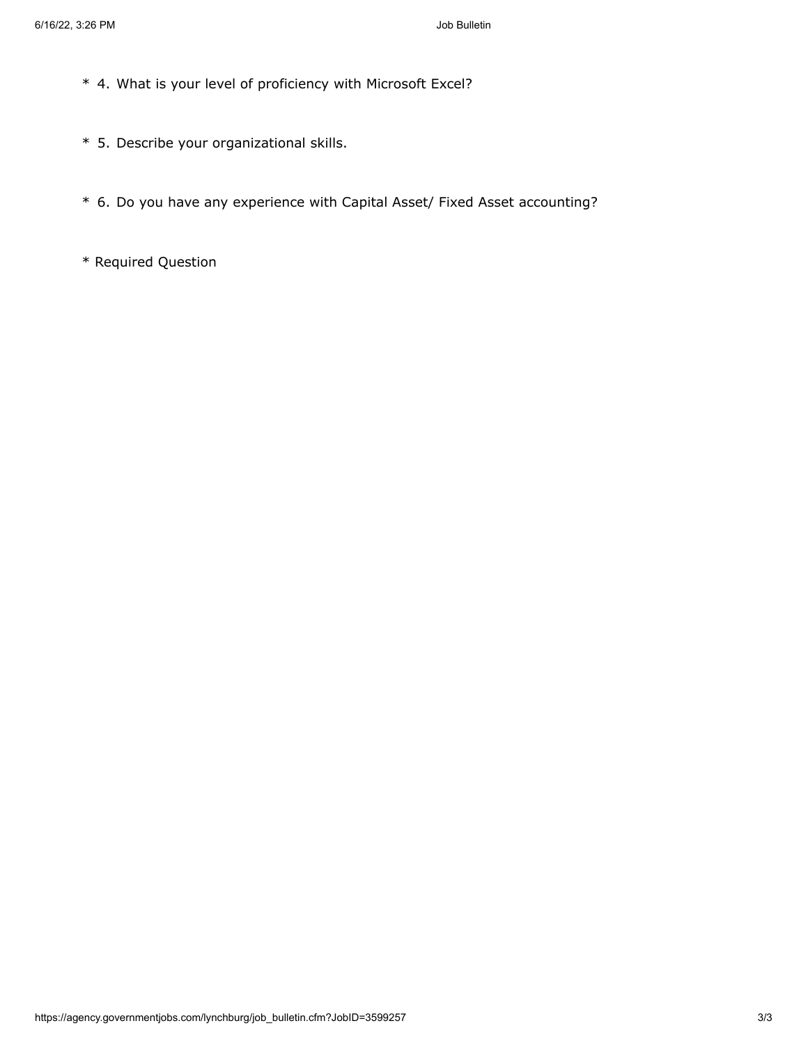* 4. What is your level of proficiency with Microsoft Excel?

* 5. Describe your organizational skills.

* 6. Do you have any experience with Capital Asset/ Fixed Asset accounting?

* Required Question